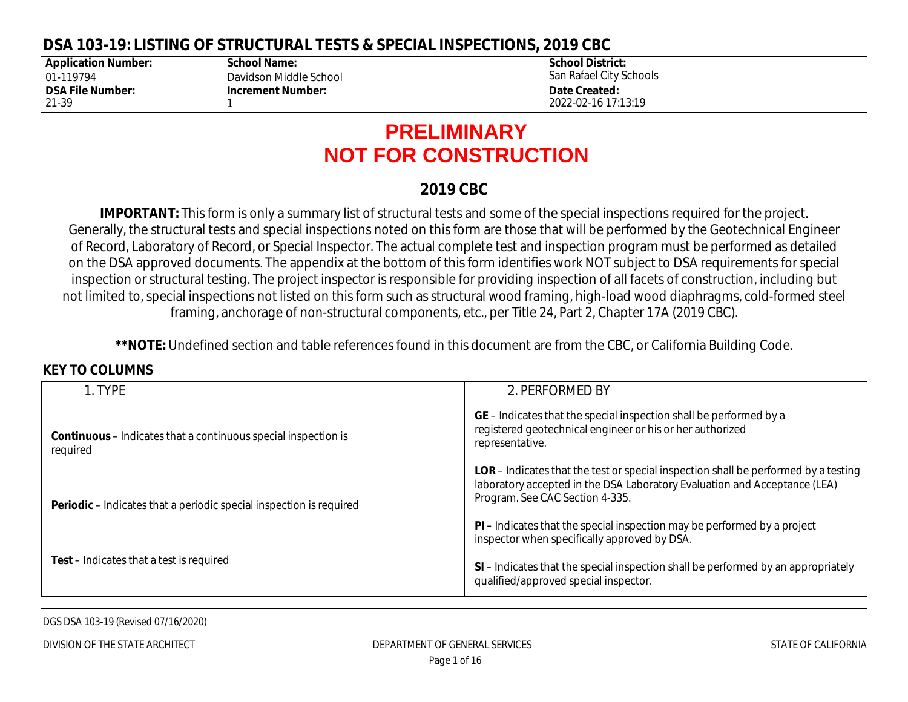# DSA 103-19: LISTING OF STRUCTURAL TESTS & SPECIAL INSPECTIONS, 2019 CBC

| Application Number: | School Name: | School District: |
|---|---|---|
| 01-119794 | Davidson Middle School | San Rafael City Schools |
| **DSA File Number:** | **Increment Number:** | **Date Created:** |
| 21-39 | 1 | 2022-02-16 17:13:19 |

## PRELIMINARY
## NOT FOR CONSTRUCTION

## 2019 CBC

**IMPORTANT:** This form is only a summary list of structural tests and some of the special inspections required for the project. Generally, the structural tests and special inspections noted on this form are those that will be performed by the Geotechnical Engineer of Record, Laboratory of Record, or Special Inspector. The actual complete test and inspection program must be performed as detailed on the DSA approved documents. The appendix at the bottom of this form identifies work NOT subject to DSA requirements for special inspection or structural testing. The project inspector is responsible for providing inspection of all facets of construction, including but not limited to, special inspections not listed on this form such as structural wood framing, high-load wood diaphragms, cold-formed steel framing, anchorage of non-structural components, etc., per Title 24, Part 2, Chapter 17A (2019 CBC).

****NOTE:** Undefined section and table references found in this document are from the CBC, or California Building Code.

### KEY TO COLUMNS

| 1. TYPE | 2. PERFORMED BY |
|---|---|
| **Continuous** – Indicates that a continuous special inspection is required | **GE** – Indicates that the special inspection shall be performed by a registered geotechnical engineer or his or her authorized representative. |
| **Periodic** – Indicates that a periodic special inspection is required | **LOR** – Indicates that the test or special inspection shall be performed by a testing laboratory accepted in the DSA Laboratory Evaluation and Acceptance (LEA) Program. See CAC Section 4-335. |
| | **PI –** Indicates that the special inspection may be performed by a project inspector when specifically approved by DSA. |
| **Test** – Indicates that a test is required | **SI** – Indicates that the special inspection shall be performed by an appropriately qualified/approved special inspector. |

DGS DSA 103-19 (Revised 07/16/2020)

DIVISION OF THE STATE ARCHITECT | DEPARTMENT OF GENERAL SERVICES | STATE OF CALIFORNIA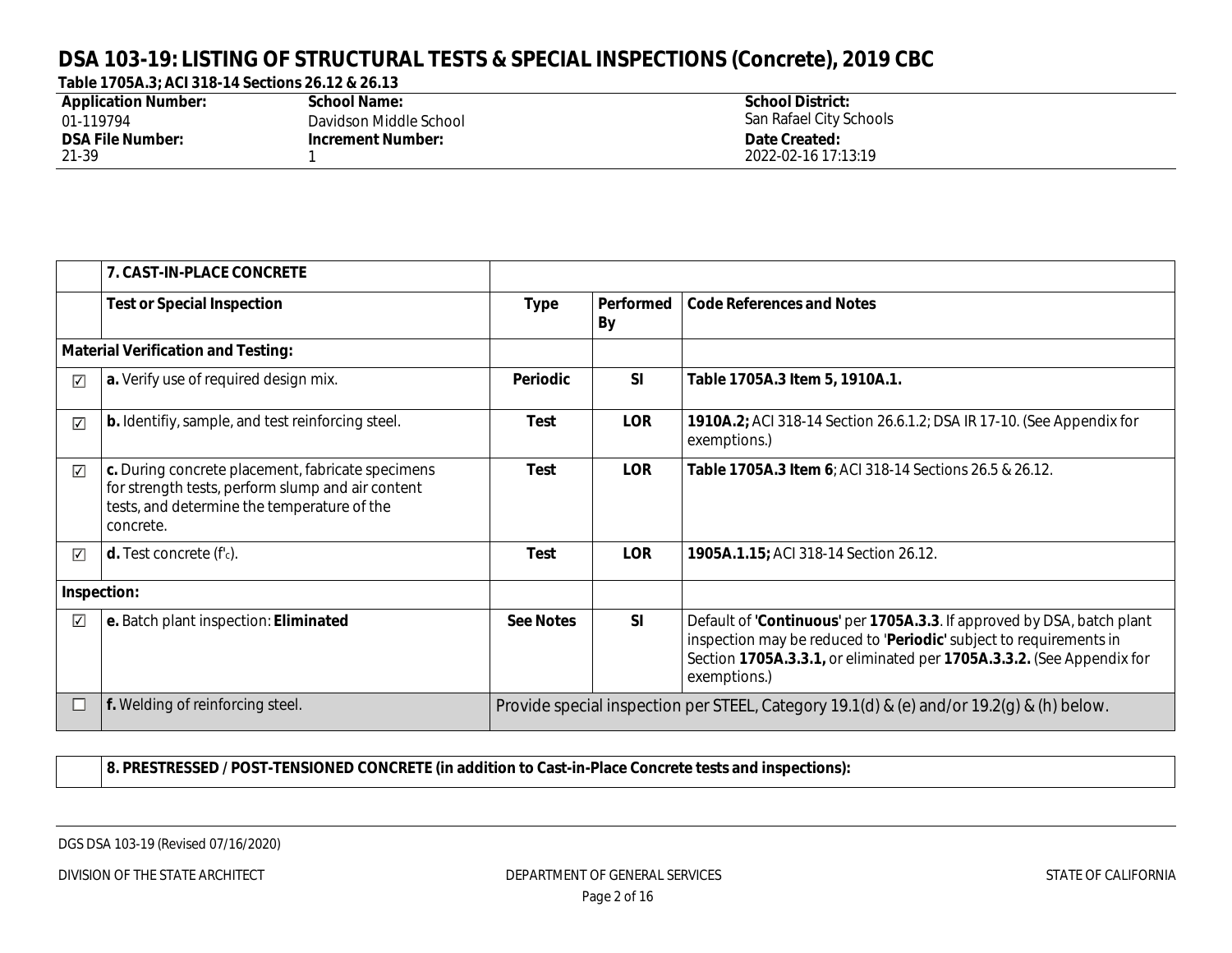# DSA 103-19: LISTING OF STRUCTURAL TESTS & SPECIAL INSPECTIONS (Concrete), 2019 CBC

**Table 1705A.3; ACI 318-14 Sections 26.12 & 26.13**

| **Application Number:** | **School Name:** | **School District:** |
|---|---|---|
| 01-119794 | Davidson Middle School | San Rafael City Schools |
| **DSA File Number:** | **Increment Number:** | **Date Created:** |
| 21-39 | 1 | 2022-02-16 17:13:19 |

| | **7. CAST-IN-PLACE CONCRETE** | | | |
|---|---|---|---|---|
| | **Test or Special Inspection** | **Type** | **Performed By** | **Code References and Notes** |
| **Material Verification and Testing:** | | | | |
| ☑ | **a.** Verify use of required design mix. | **Periodic** | **SI** | **Table 1705A.3 Item 5, 1910A.1.** |
| ☑ | **b.** Identifiy, sample, and test reinforcing steel. | **Test** | **LOR** | **1910A.2;** ACI 318-14 Section 26.6.1.2; DSA IR 17-10. (See Appendix for exemptions.) |
| ☑ | **c.** During concrete placement, fabricate specimens for strength tests, perform slump and air content tests, and determine the temperature of the concrete. | **Test** | **LOR** | **Table 1705A.3 Item 6**; ACI 318-14 Sections 26.5 & 26.12. |
| ☑ | **d.** Test concrete ($f'_c$). | **Test** | **LOR** | **1905A.1.15;** ACI 318-14 Section 26.12. |
| **Inspection:** | | | | |
| ☑ | **e.** Batch plant inspection: **Eliminated** | **See Notes** | **SI** | Default of '**Continuous**' per **1705A.3.3**. If approved by DSA, batch plant inspection may be reduced to '**Periodic**' subject to requirements in Section **1705A.3.3.1,** or eliminated per **1705A.3.3.2.** (See Appendix for exemptions.) |
| ☐ | **f.** Welding of reinforcing steel. | Provide special inspection per STEEL, Category 19.1(d) & (e) and/or 19.2(g) & (h) below. | | |

| | **8. PRESTRESSED / POST-TENSIONED CONCRETE (in addition to Cast-in-Place Concrete tests and inspections):** |
|---|---|

DGS DSA 103-19 (Revised 07/16/2020)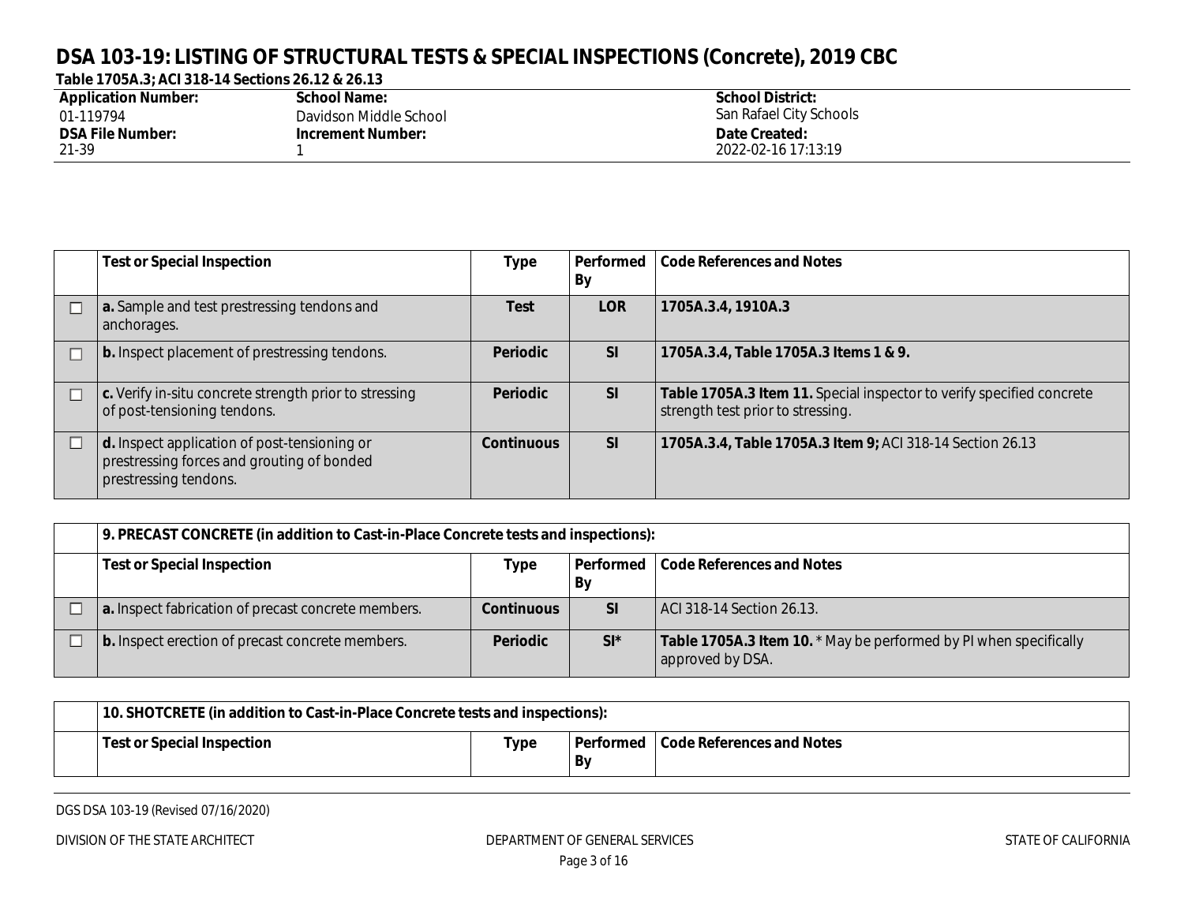# DSA 103-19: LISTING OF STRUCTURAL TESTS & SPECIAL INSPECTIONS (Concrete), 2019 CBC

**Table 1705A.3; ACI 318-14 Sections 26.12 & 26.13**

| **Application Number:** | **School Name:** | **School District:** |
|---|---|---|
| 01-119794 | Davidson Middle School | San Rafael City Schools |
| **DSA File Number:** | **Increment Number:** | **Date Created:** |
| 21-39 | 1 | 2022-02-16 17:13:19 |

| | Test or Special Inspection | Type | Performed By | Code References and Notes |
|---|---|---|---|---|
| ☐ | **a.** Sample and test prestressing tendons and anchorages. | **Test** | **LOR** | **1705A.3.4, 1910A.3** |
| ☐ | **b.** Inspect placement of prestressing tendons. | **Periodic** | **SI** | **1705A.3.4, Table 1705A.3 Items 1 & 9.** |
| ☐ | **c.** Verify in-situ concrete strength prior to stressing of post-tensioning tendons. | **Periodic** | **SI** | **Table 1705A.3 Item 11.** Special inspector to verify specified concrete strength test prior to stressing. |
| ☐ | **d.** Inspect application of post-tensioning or prestressing forces and grouting of bonded prestressing tendons. | **Continuous** | **SI** | **1705A.3.4, Table 1705A.3 Item 9;** ACI 318-14 Section 26.13 |

| | 9. PRECAST CONCRETE (in addition to Cast-in-Place Concrete tests and inspections): | | | |
|---|---|---|---|---|
| | **Test or Special Inspection** | **Type** | **Performed By** | **Code References and Notes** |
| ☐ | **a.** Inspect fabrication of precast concrete members. | **Continuous** | **SI** | ACI 318-14 Section 26.13. |
| ☐ | **b.** Inspect erection of precast concrete members. | **Periodic** | **SI*** | **Table 1705A.3 Item 10.** * May be performed by PI when specifically approved by DSA. |

| | 10. SHOTCRETE (in addition to Cast-in-Place Concrete tests and inspections): | | | |
|---|---|---|---|---|
| | **Test or Special Inspection** | **Type** | **Performed By** | **Code References and Notes** |

DGS DSA 103-19 (Revised 07/16/2020)

DIVISION OF THE STATE ARCHITECT — DEPARTMENT OF GENERAL SERVICES — STATE OF CALIFORNIA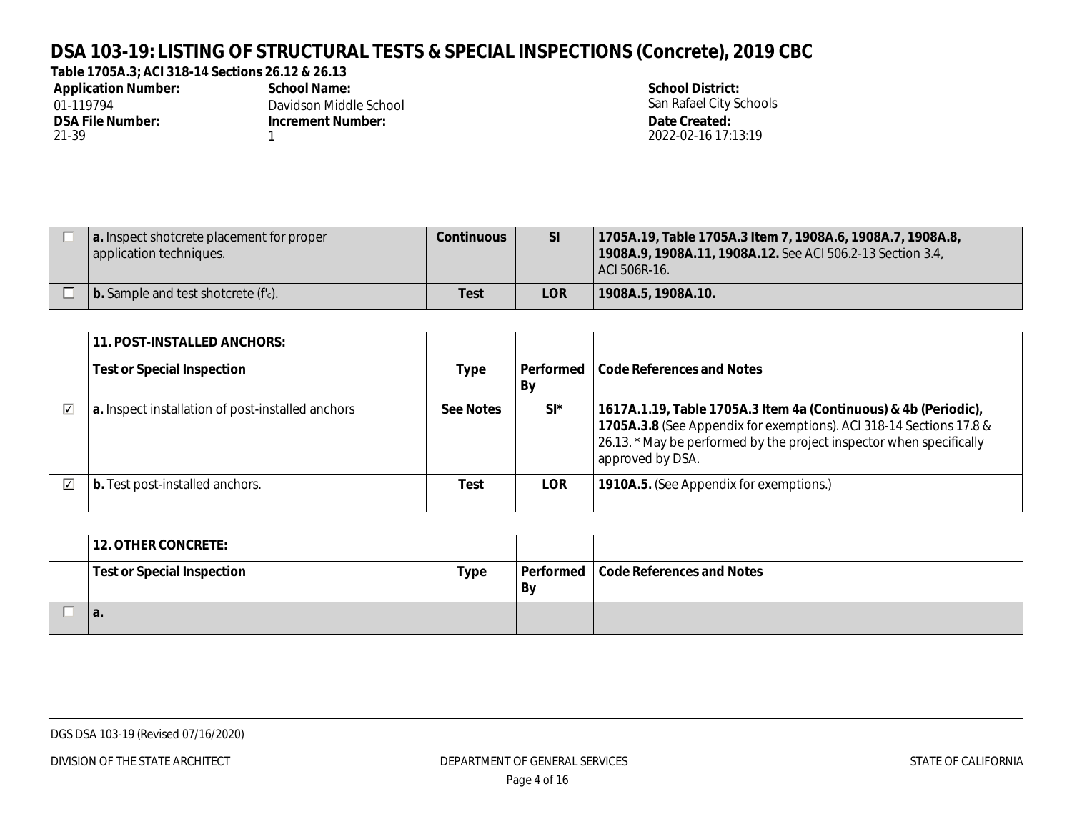# DSA 103-19: LISTING OF STRUCTURAL TESTS & SPECIAL INSPECTIONS (Concrete), 2019 CBC

**Table 1705A.3; ACI 318-14 Sections 26.12 & 26.13**

| **Application Number:** | **School Name:** | **School District:** |
|---|---|---|
| 01-119794 | Davidson Middle School | San Rafael City Schools |
| **DSA File Number:** | **Increment Number:** | **Date Created:** |
| 21-39 | 1 | 2022-02-16 17:13:19 |

| | | | | |
|---|---|---|---|---|
| ☐ | **a.** Inspect shotcrete placement for proper application techniques. | **Continuous** | **SI** | **1705A.19, Table 1705A.3 Item 7, 1908A.6, 1908A.7, 1908A.8, 1908A.9, 1908A.11, 1908A.12.** See ACI 506.2-13 Section 3.4, ACI 506R-16. |
| ☐ | **b.** Sample and test shotcrete ($f'_c$). | **Test** | **LOR** | **1908A.5, 1908A.10.** |

| | **11. POST-INSTALLED ANCHORS:** | | | |
|---|---|---|---|---|
| | **Test or Special Inspection** | **Type** | **Performed By** | **Code References and Notes** |
| ☑ | **a.** Inspect installation of post-installed anchors | **See Notes** | **SI*** | **1617A.1.19, Table 1705A.3 Item 4a (Continuous) & 4b (Periodic), 1705A.3.8** (See Appendix for exemptions). ACI 318-14 Sections 17.8 & 26.13. * May be performed by the project inspector when specifically approved by DSA. |
| ☑ | **b.** Test post-installed anchors. | **Test** | **LOR** | **1910A.5.** (See Appendix for exemptions.) |

| | **12. OTHER CONCRETE:** | | | |
|---|---|---|---|---|
| | **Test or Special Inspection** | **Type** | **Performed By** | **Code References and Notes** |
| ☐ | **a.** | | | |

DGS DSA 103-19 (Revised 07/16/2020)

DIVISION OF THE STATE ARCHITECT — DEPARTMENT OF GENERAL SERVICES — STATE OF CALIFORNIA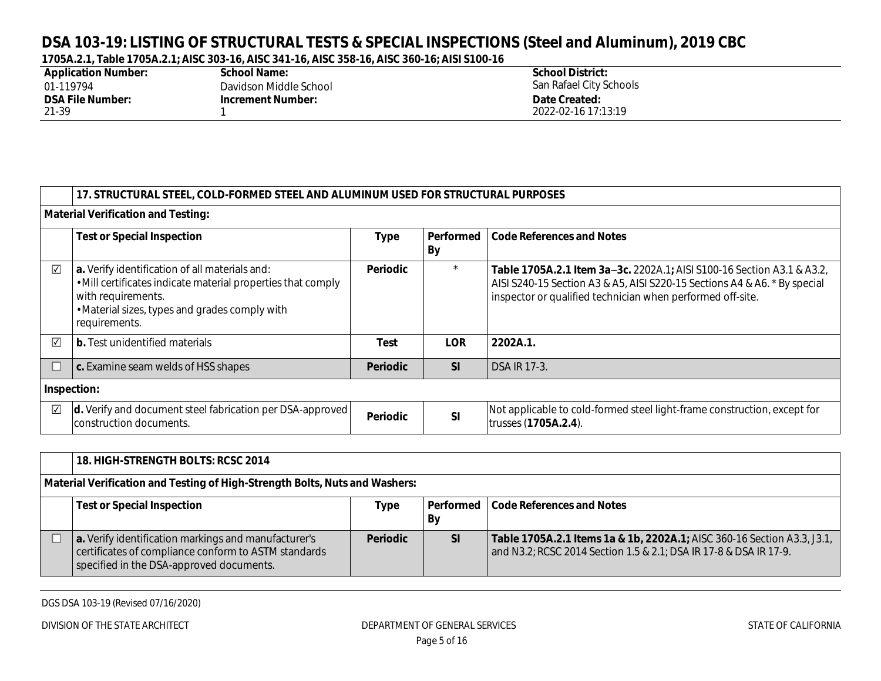# DSA 103-19: LISTING OF STRUCTURAL TESTS & SPECIAL INSPECTIONS (Steel and Aluminum), 2019 CBC

**1705A.2.1, Table 1705A.2.1; AISC 303-16, AISC 341-16, AISC 358-16, AISC 360-16; AISI S100-16**

| **Application Number:** | **School Name:** | **School District:** |
|---|---|---|
| 01-119794 | Davidson Middle School | San Rafael City Schools |
| **DSA File Number:** | **Increment Number:** | **Date Created:** |
| 21-39 | 1 | 2022-02-16 17:13:19 |

| | **17. STRUCTURAL STEEL, COLD-FORMED STEEL AND ALUMINUM USED FOR STRUCTURAL PURPOSES** | | | |
|---|---|---|---|---|
| **Material Verification and Testing:** | | | | |
| | **Test or Special Inspection** | **Type** | **Performed By** | **Code References and Notes** |
| ☑ | **a.** Verify identification of all materials and:<br>• Mill certificates indicate material properties that comply with requirements.<br>• Material sizes, types and grades comply with requirements. | **Periodic** | * | **Table 1705A.2.1 Item 3a–3c.** 2202A.1**;** AISI S100-16 Section A3.1 & A3.2, AISI S240-15 Section A3 & A5, AISI S220-15 Sections A4 & A6. * By special inspector or qualified technician when performed off-site. |
| ☑ | **b.** Test unidentified materials | **Test** | **LOR** | **2202A.1.** |
| ☐ | **c.** Examine seam welds of HSS shapes | **Periodic** | **SI** | DSA IR 17-3. |
| **Inspection:** | | | | |
| ☑ | **d.** Verify and document steel fabrication per DSA-approved construction documents. | **Periodic** | **SI** | Not applicable to cold-formed steel light-frame construction, except for trusses (**1705A.2.4**). |

| | **18. HIGH-STRENGTH BOLTS: RCSC 2014** | | | |
|---|---|---|---|---|
| **Material Verification and Testing of High-Strength Bolts, Nuts and Washers:** | | | | |
| | **Test or Special Inspection** | **Type** | **Performed By** | **Code References and Notes** |
| ☐ | **a.** Verify identification markings and manufacturer's certificates of compliance conform to ASTM standards specified in the DSA-approved documents. | **Periodic** | **SI** | **Table 1705A.2.1 Items 1a & 1b, 2202A.1;** AISC 360-16 Section A3.3, J3.1, and N3.2; RCSC 2014 Section 1.5 & 2.1; DSA IR 17-8 & DSA IR 17-9. |

DGS DSA 103-19 (Revised 07/16/2020)

DIVISION OF THE STATE ARCHITECT — DEPARTMENT OF GENERAL SERVICES — STATE OF CALIFORNIA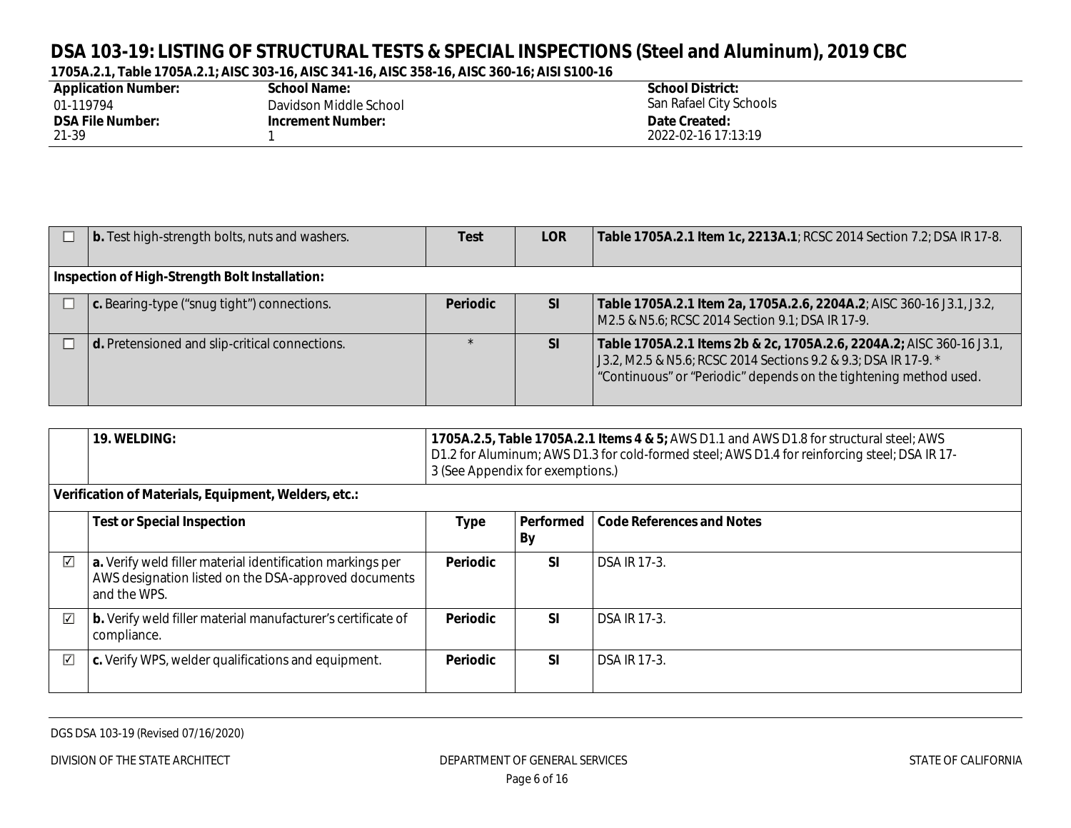# DSA 103-19: LISTING OF STRUCTURAL TESTS & SPECIAL INSPECTIONS (Steel and Aluminum), 2019 CBC

**1705A.2.1, Table 1705A.2.1; AISC 303-16, AISC 341-16, AISC 358-16, AISC 360-16; AISI S100-16**

| **Application Number:** | **School Name:** | **School District:** |
|---|---|---|
| 01-119794 | Davidson Middle School | San Rafael City Schools |
| **DSA File Number:** | **Increment Number:** | **Date Created:** |
| 21-39 | 1 | 2022-02-16 17:13:19 |

| | | | | |
|---|---|---|---|---|
| ☐ | **b.** Test high-strength bolts, nuts and washers. | **Test** | **LOR** | **Table 1705A.2.1 Item 1c, 2213A.1**; RCSC 2014 Section 7.2; DSA IR 17-8. |
| **Inspection of High-Strength Bolt Installation:** | | | | |
| ☐ | **c.** Bearing-type ("snug tight") connections. | **Periodic** | **SI** | **Table 1705A.2.1 Item 2a, 1705A.2.6, 2204A.2**; AISC 360-16 J3.1, J3.2, M2.5 & N5.6; RCSC 2014 Section 9.1; DSA IR 17-9. |
| ☐ | **d.** Pretensioned and slip-critical connections. | * | **SI** | **Table 1705A.2.1 Items 2b & 2c, 1705A.2.6, 2204A.2;** AISC 360-16 J3.1, J3.2, M2.5 & N5.6; RCSC 2014 Sections 9.2 & 9.3; DSA IR 17-9. * "Continuous" or "Periodic" depends on the tightening method used. |

| | **19. WELDING:** | **1705A.2.5, Table 1705A.2.1 Items 4 & 5;** AWS D1.1 and AWS D1.8 for structural steel; AWS D1.2 for Aluminum; AWS D1.3 for cold-formed steel; AWS D1.4 for reinforcing steel; DSA IR 17-3 (See Appendix for exemptions.) | | |
|---|---|---|---|---|
| **Verification of Materials, Equipment, Welders, etc.:** | | | | |
| | **Test or Special Inspection** | **Type** | **Performed By** | **Code References and Notes** |
| ☑ | **a.** Verify weld filler material identification markings per AWS designation listed on the DSA-approved documents and the WPS. | **Periodic** | **SI** | DSA IR 17-3. |
| ☑ | **b.** Verify weld filler material manufacturer's certificate of compliance. | **Periodic** | **SI** | DSA IR 17-3. |
| ☑ | **c.** Verify WPS, welder qualifications and equipment. | **Periodic** | **SI** | DSA IR 17-3. |

DGS DSA 103-19 (Revised 07/16/2020)

DIVISION OF THE STATE ARCHITECT — DEPARTMENT OF GENERAL SERVICES — STATE OF CALIFORNIA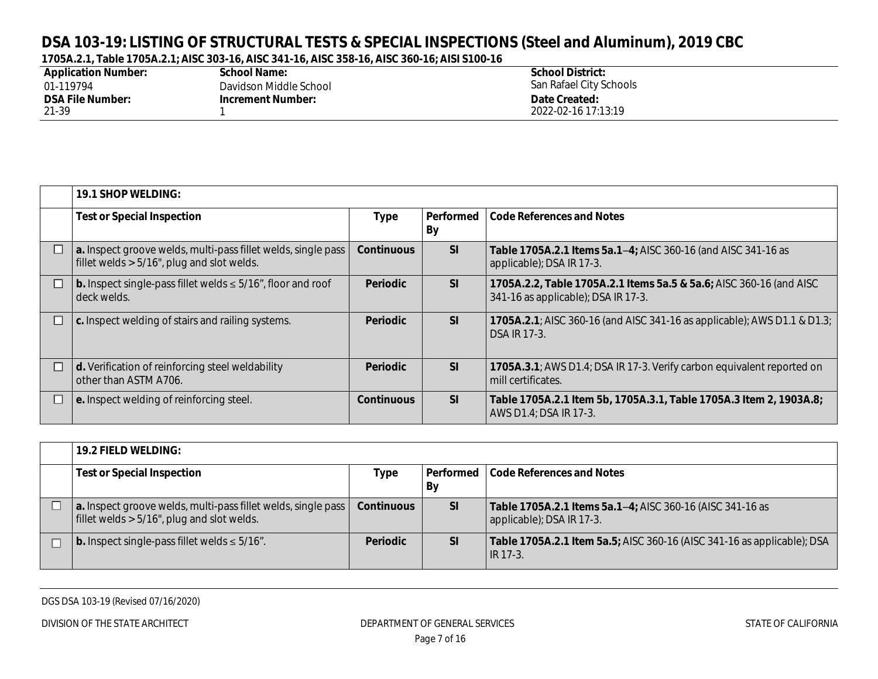# DSA 103-19: LISTING OF STRUCTURAL TESTS & SPECIAL INSPECTIONS (Steel and Aluminum), 2019 CBC

**1705A.2.1, Table 1705A.2.1; AISC 303-16, AISC 341-16, AISC 358-16, AISC 360-16; AISI S100-16**

| Application Number: | School Name: | School District: |
|---|---|---|
| 01-119794 | Davidson Middle School | San Rafael City Schools |
| **DSA File Number:** | **Increment Number:** | **Date Created:** |
| 21-39 | 1 | 2022-02-16 17:13:19 |

| | **19.1 SHOP WELDING:** | | | |
|---|---|---|---|---|
| | **Test or Special Inspection** | **Type** | **Performed By** | **Code References and Notes** |
| ☐ | **a.** Inspect groove welds, multi-pass fillet welds, single pass fillet welds > 5/16", plug and slot welds. | **Continuous** | **SI** | **Table 1705A.2.1 Items 5a.1–4;** AISC 360-16 (and AISC 341-16 as applicable); DSA IR 17-3. |
| ☐ | **b.** Inspect single-pass fillet welds ≤ 5/16", floor and roof deck welds. | **Periodic** | **SI** | **1705A.2.2, Table 1705A.2.1 Items 5a.5 & 5a.6;** AISC 360-16 (and AISC 341-16 as applicable); DSA IR 17-3. |
| ☐ | **c.** Inspect welding of stairs and railing systems. | **Periodic** | **SI** | **1705A.2.1**; AISC 360-16 (and AISC 341-16 as applicable); AWS D1.1 & D1.3; DSA IR 17-3. |
| ☐ | **d.** Verification of reinforcing steel weldability other than ASTM A706. | **Periodic** | **SI** | **1705A.3.1**; AWS D1.4; DSA IR 17-3. Verify carbon equivalent reported on mill certificates. |
| ☐ | **e.** Inspect welding of reinforcing steel. | **Continuous** | **SI** | **Table 1705A.2.1 Item 5b, 1705A.3.1, Table 1705A.3 Item 2, 1903A.8;** AWS D1.4; DSA IR 17-3. |

| | **19.2 FIELD WELDING:** | | | |
|---|---|---|---|---|
| | **Test or Special Inspection** | **Type** | **Performed By** | **Code References and Notes** |
| ☐ | **a.** Inspect groove welds, multi-pass fillet welds, single pass fillet welds > 5/16", plug and slot welds. | **Continuous** | **SI** | **Table 1705A.2.1 Items 5a.1–4;** AISC 360-16 (AISC 341-16 as applicable); DSA IR 17-3. |
| ☐ | **b.** Inspect single-pass fillet welds ≤ 5/16". | **Periodic** | **SI** | **Table 1705A.2.1 Item 5a.5;** AISC 360-16 (AISC 341-16 as applicable); DSA IR 17-3. |

DGS DSA 103-19 (Revised 07/16/2020)

DIVISION OF THE STATE ARCHITECT — DEPARTMENT OF GENERAL SERVICES — STATE OF CALIFORNIA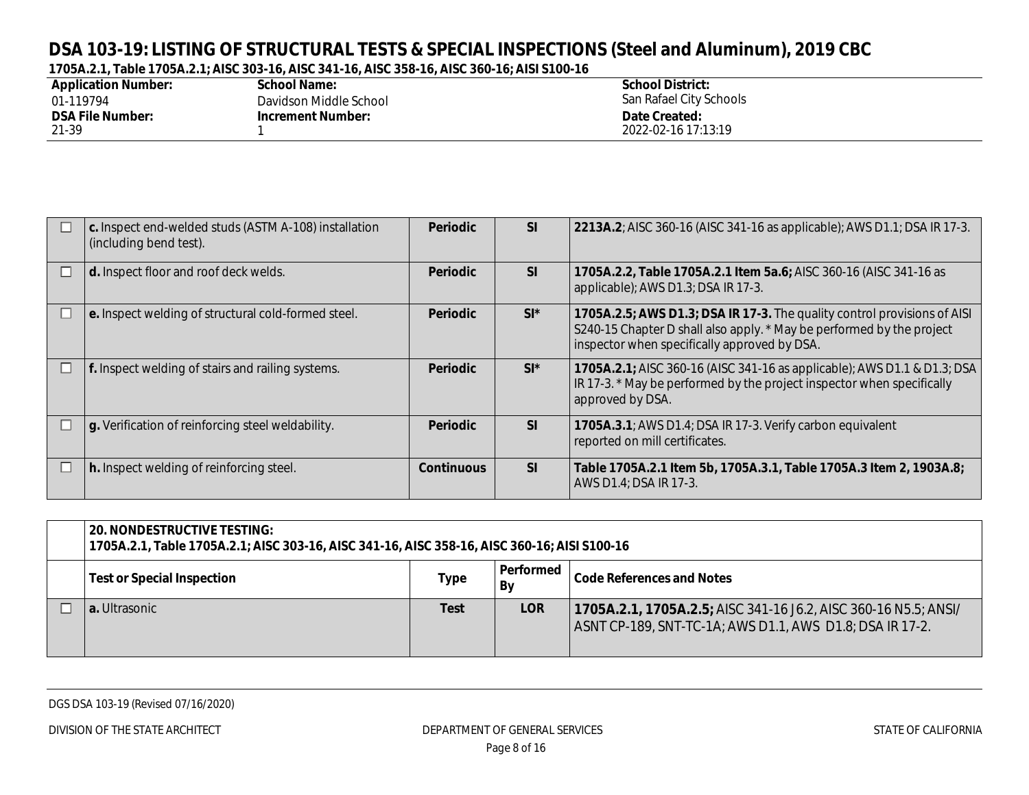# DSA 103-19: LISTING OF STRUCTURAL TESTS & SPECIAL INSPECTIONS (Steel and Aluminum), 2019 CBC

**1705A.2.1, Table 1705A.2.1; AISC 303-16, AISC 341-16, AISC 358-16, AISC 360-16; AISI S100-16**

| **Application Number:** | **School Name:** | **School District:** |
|---|---|---|
| 01-119794 | Davidson Middle School | San Rafael City Schools |
| **DSA File Number:** | **Increment Number:** | **Date Created:** |
| 21-39 | 1 | 2022-02-16 17:13:19 |

| | | | | |
|---|---|---|---|---|
| ☐ | **c.** Inspect end-welded studs (ASTM A-108) installation (including bend test). | **Periodic** | **SI** | **2213A.2**; AISC 360-16 (AISC 341-16 as applicable); AWS D1.1; DSA IR 17-3. |
| ☐ | **d.** Inspect floor and roof deck welds. | **Periodic** | **SI** | **1705A.2.2, Table 1705A.2.1 Item 5a.6;** AISC 360-16 (AISC 341-16 as applicable); AWS D1.3; DSA IR 17-3. |
| ☐ | **e.** Inspect welding of structural cold-formed steel. | **Periodic** | **SI*** | **1705A.2.5; AWS D1.3; DSA IR 17-3.** The quality control provisions of AISI S240-15 Chapter D shall also apply. * May be performed by the project inspector when specifically approved by DSA. |
| ☐ | **f.** Inspect welding of stairs and railing systems. | **Periodic** | **SI*** | **1705A.2.1;** AISC 360-16 (AISC 341-16 as applicable); AWS D1.1 & D1.3; DSA IR 17-3. * May be performed by the project inspector when specifically approved by DSA. |
| ☐ | **g.** Verification of reinforcing steel weldability. | **Periodic** | **SI** | **1705A.3.1**; AWS D1.4; DSA IR 17-3. Verify carbon equivalent reported on mill certificates. |
| ☐ | **h.** Inspect welding of reinforcing steel. | **Continuous** | **SI** | **Table 1705A.2.1 Item 5b, 1705A.3.1, Table 1705A.3 Item 2, 1903A.8;** AWS D1.4; DSA IR 17-3. |

**20. NONDESTRUCTIVE TESTING:**
**1705A.2.1, Table 1705A.2.1; AISC 303-16, AISC 341-16, AISC 358-16, AISC 360-16; AISI S100-16**

| | Test or Special Inspection | Type | Performed By | Code References and Notes |
|---|---|---|---|---|
| ☐ | **a.** Ultrasonic | **Test** | **LOR** | **1705A.2.1, 1705A.2.5;** AISC 341-16 J6.2, AISC 360-16 N5.5; ANSI/ ASNT CP-189, SNT-TC-1A; AWS D1.1, AWS D1.8; DSA IR 17-2. |

DGS DSA 103-19 (Revised 07/16/2020)

DIVISION OF THE STATE ARCHITECT — DEPARTMENT OF GENERAL SERVICES — STATE OF CALIFORNIA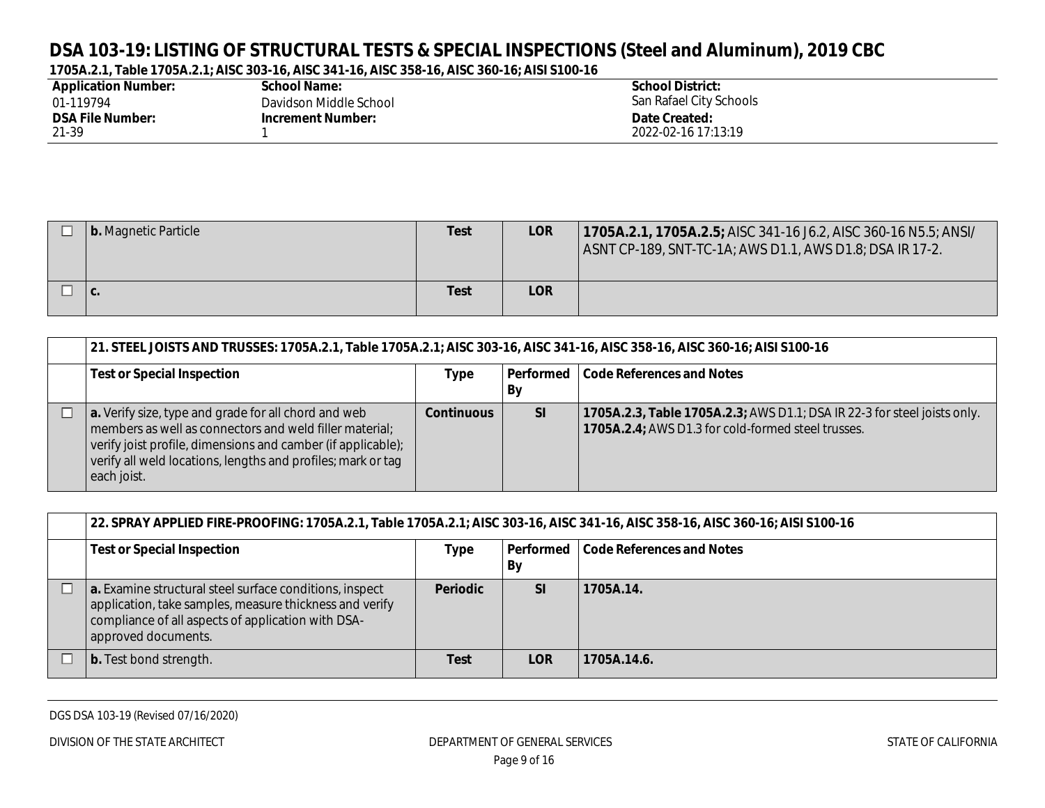# DSA 103-19: LISTING OF STRUCTURAL TESTS & SPECIAL INSPECTIONS (Steel and Aluminum), 2019 CBC

**1705A.2.1, Table 1705A.2.1; AISC 303-16, AISC 341-16, AISC 358-16, AISC 360-16; AISI S100-16**

| **Application Number:** | **School Name:** | **School District:** |
|---|---|---|
| 01-119794 | Davidson Middle School | San Rafael City Schools |
| **DSA File Number:** | **Increment Number:** | **Date Created:** |
| 21-39 | 1 | 2022-02-16 17:13:19 |

| | | | | |
|---|---|---|---|---|
| ☐ | **b.** Magnetic Particle | **Test** | **LOR** | **1705A.2.1, 1705A.2.5;** AISC 341-16 J6.2, AISC 360-16 N5.5; ANSI/ ASNT CP-189, SNT-TC-1A; AWS D1.1, AWS D1.8; DSA IR 17-2. |
| ☐ | **c.** | **Test** | **LOR** | |

| | **21. STEEL JOISTS AND TRUSSES: 1705A.2.1, Table 1705A.2.1; AISC 303-16, AISC 341-16, AISC 358-16, AISC 360-16; AISI S100-16** | | | |
|---|---|---|---|---|
| | **Test or Special Inspection** | **Type** | **Performed By** | **Code References and Notes** |
| ☐ | **a.** Verify size, type and grade for all chord and web members as well as connectors and weld filler material; verify joist profile, dimensions and camber (if applicable); verify all weld locations, lengths and profiles; mark or tag each joist. | **Continuous** | **SI** | **1705A.2.3, Table 1705A.2.3;** AWS D1.1; DSA IR 22-3 for steel joists only. **1705A.2.4;** AWS D1.3 for cold-formed steel trusses. |

| | **22. SPRAY APPLIED FIRE-PROOFING: 1705A.2.1, Table 1705A.2.1; AISC 303-16, AISC 341-16, AISC 358-16, AISC 360-16; AISI S100-16** | | | |
|---|---|---|---|---|
| | **Test or Special Inspection** | **Type** | **Performed By** | **Code References and Notes** |
| ☐ | **a.** Examine structural steel surface conditions, inspect application, take samples, measure thickness and verify compliance of all aspects of application with DSA-approved documents. | **Periodic** | **SI** | **1705A.14.** |
| ☐ | **b.** Test bond strength. | **Test** | **LOR** | **1705A.14.6.** |

DGS DSA 103-19 (Revised 07/16/2020)

DIVISION OF THE STATE ARCHITECT — DEPARTMENT OF GENERAL SERVICES — STATE OF CALIFORNIA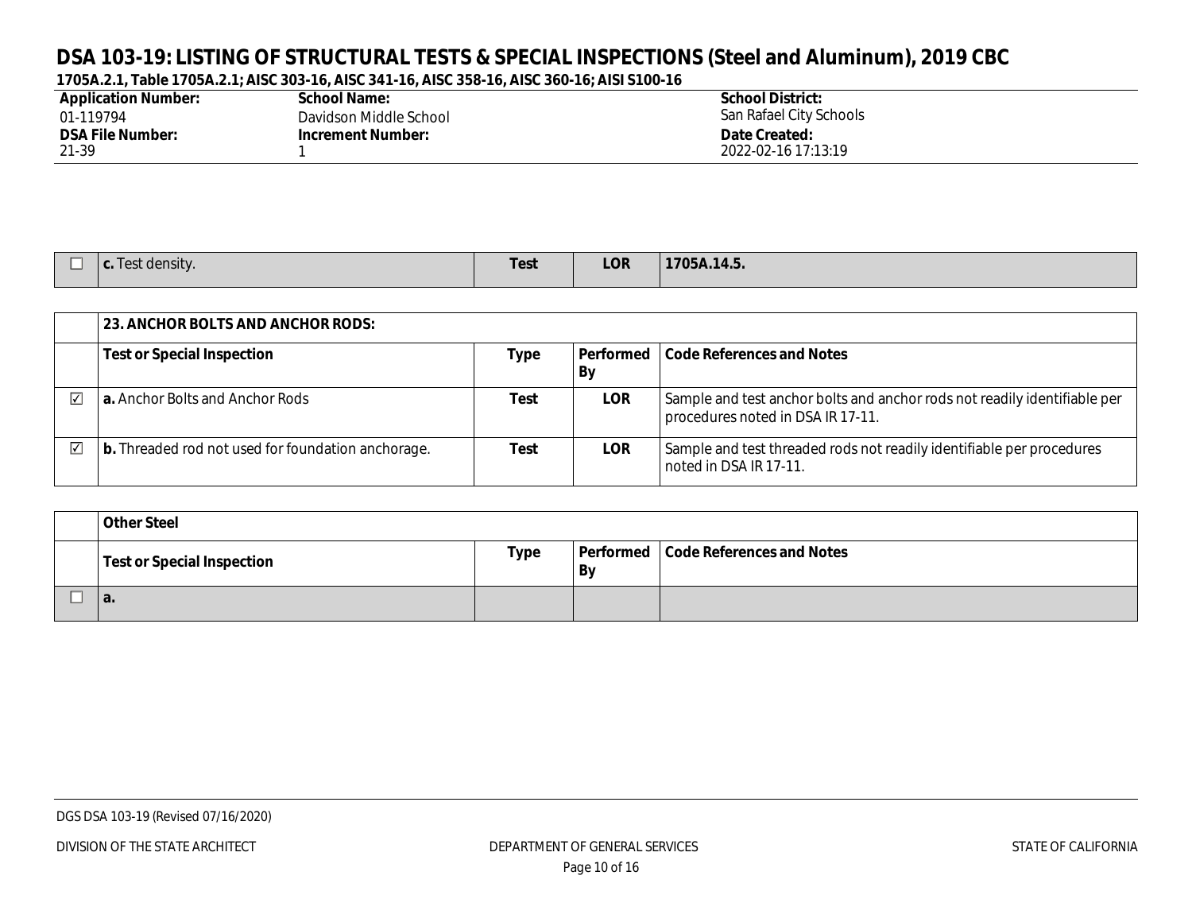# DSA 103-19: LISTING OF STRUCTURAL TESTS & SPECIAL INSPECTIONS (Steel and Aluminum), 2019 CBC

**1705A.2.1, Table 1705A.2.1; AISC 303-16, AISC 341-16, AISC 358-16, AISC 360-16; AISI S100-16**

| **Application Number:** 01-119794 | **School Name:** Davidson Middle School | **School District:** San Rafael City Schools |
|---|---|---|
| **DSA File Number:** 21-39 | **Increment Number:** 1 | **Date Created:** 2022-02-16 17:13:19 |

| ☐ | **c.** Test density. | **Test** | **LOR** | **1705A.14.5.** |
|---|---|---|---|---|

| | **23. ANCHOR BOLTS AND ANCHOR RODS:** | | | |
|---|---|---|---|---|
| | **Test or Special Inspection** | **Type** | **Performed By** | **Code References and Notes** |
| ☑ | **a.** Anchor Bolts and Anchor Rods | **Test** | **LOR** | Sample and test anchor bolts and anchor rods not readily identifiable per procedures noted in DSA IR 17-11. |
| ☑ | **b.** Threaded rod not used for foundation anchorage. | **Test** | **LOR** | Sample and test threaded rods not readily identifiable per procedures noted in DSA IR 17-11. |

| | **Other Steel** | | | |
|---|---|---|---|---|
| | **Test or Special Inspection** | **Type** | **Performed By** | **Code References and Notes** |
| ☐ | **a.** | | | |

DGS DSA 103-19 (Revised 07/16/2020)

DIVISION OF THE STATE ARCHITECT — DEPARTMENT OF GENERAL SERVICES — STATE OF CALIFORNIA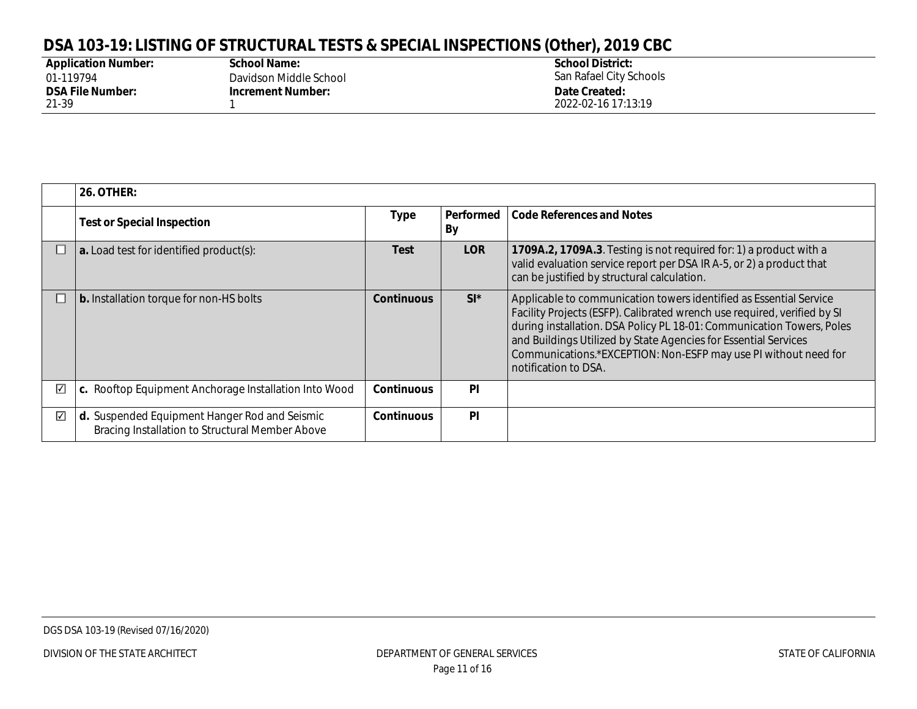# DSA 103-19: LISTING OF STRUCTURAL TESTS & SPECIAL INSPECTIONS (Other), 2019 CBC

| Application Number: | School Name: | School District: |
|---|---|---|
| 01-119794 | Davidson Middle School | San Rafael City Schools |
| **DSA File Number:** | **Increment Number:** | **Date Created:** |
| 21-39 | 1 | 2022-02-16 17:13:19 |

| | **26. OTHER:** | | | |
|---|---|---|---|---|
| | **Test or Special Inspection** | **Type** | **Performed By** | **Code References and Notes** |
| ☐ | **a.** Load test for identified product(s): | **Test** | **LOR** | **1709A.2, 1709A.3**. Testing is not required for: 1) a product with a valid evaluation service report per DSA IR A-5, or 2) a product that can be justified by structural calculation. |
| ☐ | **b.** Installation torque for non-HS bolts | **Continuous** | **SI*** | Applicable to communication towers identified as Essential Service Facility Projects (ESFP). Calibrated wrench use required, verified by SI during installation. DSA Policy PL 18-01: Communication Towers, Poles and Buildings Utilized by State Agencies for Essential Services Communications.*EXCEPTION: Non-ESFP may use PI without need for notification to DSA. |
| ☑ | **c.** Rooftop Equipment Anchorage Installation Into Wood | **Continuous** | **PI** | |
| ☑ | **d.** Suspended Equipment Hanger Rod and Seismic Bracing Installation to Structural Member Above | **Continuous** | **PI** | |

DGS DSA 103-19 (Revised 07/16/2020)

DIVISION OF THE STATE ARCHITECT — DEPARTMENT OF GENERAL SERVICES — STATE OF CALIFORNIA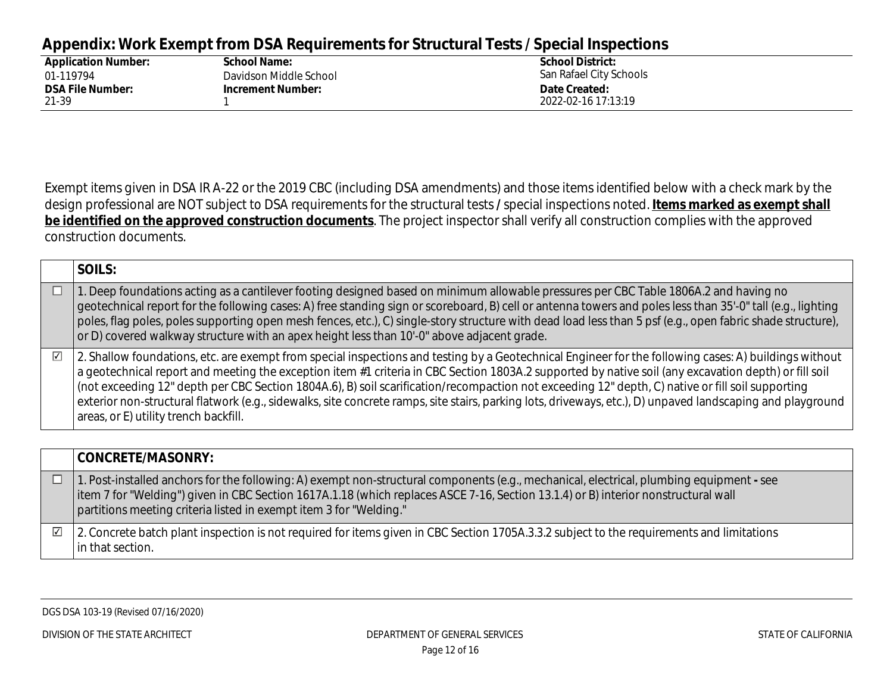# Appendix: Work Exempt from DSA Requirements for Structural Tests / Special Inspections

| Application Number: | School Name: | School District: |
|---|---|---|
| 01-119794 | Davidson Middle School | San Rafael City Schools |
| **DSA File Number:** | **Increment Number:** | **Date Created:** |
| 21-39 | 1 | 2022-02-16 17:13:19 |

Exempt items given in DSA IR A-22 or the 2019 CBC (including DSA amendments) and those items identified below with a check mark by the design professional are NOT subject to DSA requirements for the structural tests / special inspections noted. **Items marked as exempt shall be identified on the approved construction documents**. The project inspector shall verify all construction complies with the approved construction documents.

| | **SOILS:** |
|---|---|
| ☐ | 1. Deep foundations acting as a cantilever footing designed based on minimum allowable pressures per CBC Table 1806A.2 and having no geotechnical report for the following cases: A) free standing sign or scoreboard, B) cell or antenna towers and poles less than 35'-0" tall (e.g., lighting poles, flag poles, poles supporting open mesh fences, etc.), C) single-story structure with dead load less than 5 psf (e.g., open fabric shade structure), or D) covered walkway structure with an apex height less than 10'-0" above adjacent grade. |
| ☑ | 2. Shallow foundations, etc. are exempt from special inspections and testing by a Geotechnical Engineer for the following cases: A) buildings without a geotechnical report and meeting the exception item #1 criteria in CBC Section 1803A.2 supported by native soil (any excavation depth) or fill soil (not exceeding 12" depth per CBC Section 1804A.6), B) soil scarification/recompaction not exceeding 12" depth, C) native or fill soil supporting exterior non-structural flatwork (e.g., sidewalks, site concrete ramps, site stairs, parking lots, driveways, etc.), D) unpaved landscaping and playground areas, or E) utility trench backfill. |

| | **CONCRETE/MASONRY:** |
|---|---|
| ☐ | 1. Post-installed anchors for the following: A) exempt non-structural components (e.g., mechanical, electrical, plumbing equipment - see item 7 for "Welding") given in CBC Section 1617A.1.18 (which replaces ASCE 7-16, Section 13.1.4) or B) interior nonstructural wall partitions meeting criteria listed in exempt item 3 for "Welding." |
| ☑ | 2. Concrete batch plant inspection is not required for items given in CBC Section 1705A.3.3.2 subject to the requirements and limitations in that section. |

DGS DSA 103-19 (Revised 07/16/2020)

DIVISION OF THE STATE ARCHITECT | DEPARTMENT OF GENERAL SERVICES | STATE OF CALIFORNIA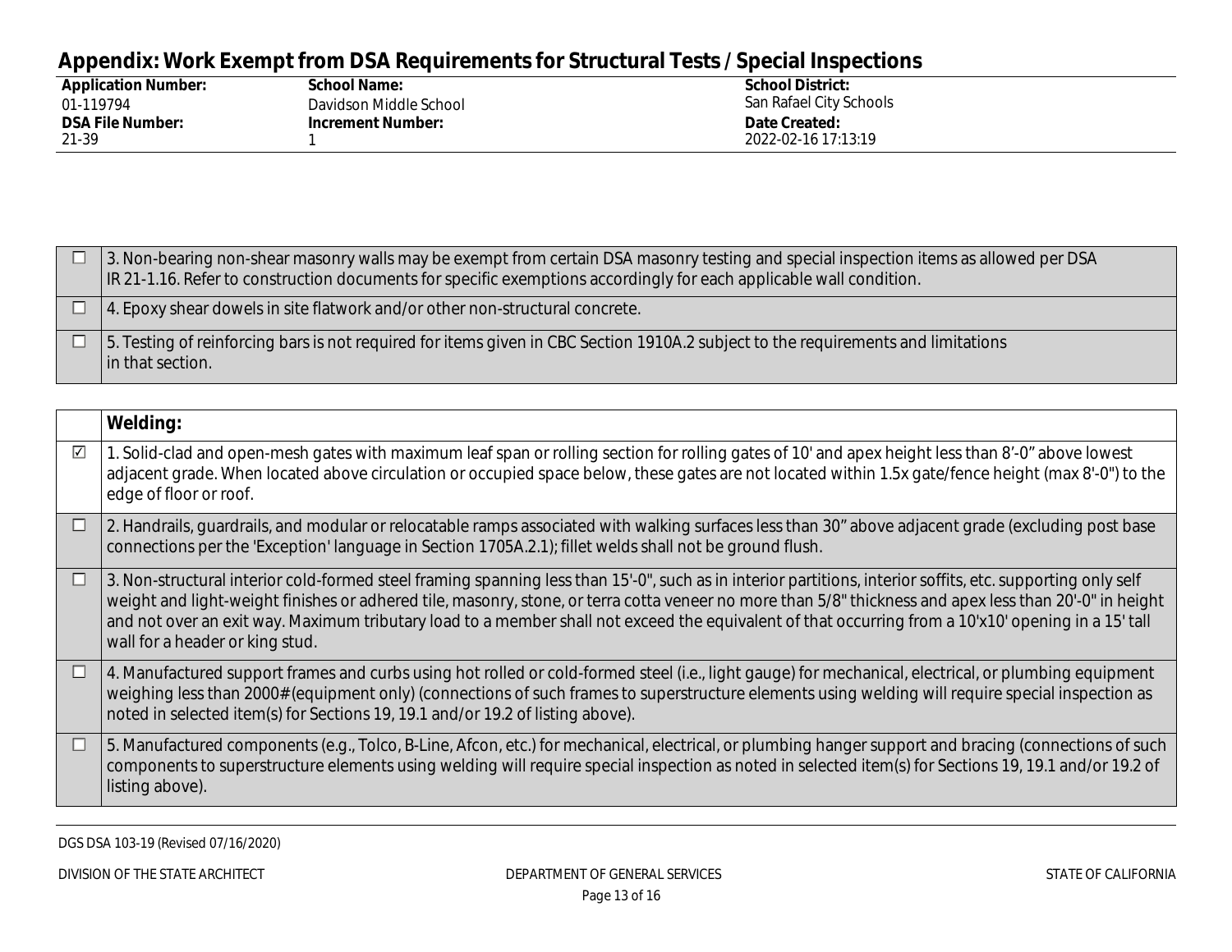## Appendix: Work Exempt from DSA Requirements for Structural Tests / Special Inspections

| Application Number: | School Name: | School District: |
|---|---|---|
| 01-119794 | Davidson Middle School | San Rafael City Schools |
| **DSA File Number:** | **Increment Number:** | **Date Created:** |
| 21-39 | 1 | 2022-02-16 17:13:19 |

| | |
|---|---|
| ☐ | 3. Non-bearing non-shear masonry walls may be exempt from certain DSA masonry testing and special inspection items as allowed per DSA IR 21-1.16. Refer to construction documents for specific exemptions accordingly for each applicable wall condition. |
| ☐ | 4. Epoxy shear dowels in site flatwork and/or other non-structural concrete. |
| ☐ | 5. Testing of reinforcing bars is not required for items given in CBC Section 1910A.2 subject to the requirements and limitations in that section. |

| | **Welding:** |
|---|---|
| ☑ | 1. Solid-clad and open-mesh gates with maximum leaf span or rolling section for rolling gates of 10' and apex height less than 8'-0" above lowest adjacent grade. When located above circulation or occupied space below, these gates are not located within 1.5x gate/fence height (max 8'-0") to the edge of floor or roof. |
| ☐ | 2. Handrails, guardrails, and modular or relocatable ramps associated with walking surfaces less than 30" above adjacent grade (excluding post base connections per the 'Exception' language in Section 1705A.2.1); fillet welds shall not be ground flush. |
| ☐ | 3. Non-structural interior cold-formed steel framing spanning less than 15'-0", such as in interior partitions, interior soffits, etc. supporting only self weight and light-weight finishes or adhered tile, masonry, stone, or terra cotta veneer no more than 5/8" thickness and apex less than 20'-0" in height and not over an exit way. Maximum tributary load to a member shall not exceed the equivalent of that occurring from a 10'x10' opening in a 15' tall wall for a header or king stud. |
| ☐ | 4. Manufactured support frames and curbs using hot rolled or cold-formed steel (i.e., light gauge) for mechanical, electrical, or plumbing equipment weighing less than 2000# (equipment only) (connections of such frames to superstructure elements using welding will require special inspection as noted in selected item(s) for Sections 19, 19.1 and/or 19.2 of listing above). |
| ☐ | 5. Manufactured components (e.g., Tolco, B-Line, Afcon, etc.) for mechanical, electrical, or plumbing hanger support and bracing (connections of such components to superstructure elements using welding will require special inspection as noted in selected item(s) for Sections 19, 19.1 and/or 19.2 of listing above). |

DGS DSA 103-19 (Revised 07/16/2020)

DIVISION OF THE STATE ARCHITECT — DEPARTMENT OF GENERAL SERVICES — STATE OF CALIFORNIA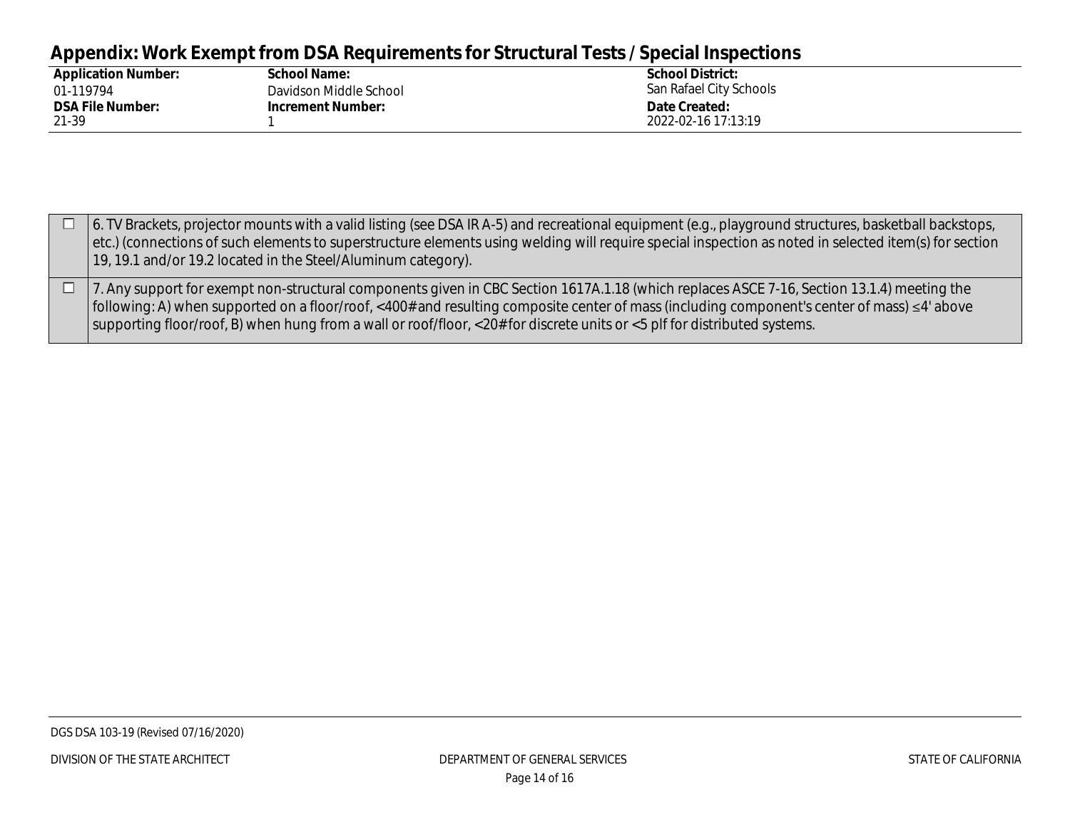## Appendix: Work Exempt from DSA Requirements for Structural Tests / Special Inspections

| Application Number: | School Name: | School District: |
|---|---|---|
| 01-119794 | Davidson Middle School | San Rafael City Schools |
| **DSA File Number:** | **Increment Number:** | **Date Created:** |
| 21-39 | 1 | 2022-02-16 17:13:19 |

| | |
|---|---|
| ☐ | 6. TV Brackets, projector mounts with a valid listing (see DSA IR A-5) and recreational equipment (e.g., playground structures, basketball backstops, etc.) (connections of such elements to superstructure elements using welding will require special inspection as noted in selected item(s) for section 19, 19.1 and/or 19.2 located in the Steel/Aluminum category). |
| ☐ | 7. Any support for exempt non-structural components given in CBC Section 1617A.1.18 (which replaces ASCE 7-16, Section 13.1.4) meeting the following: A) when supported on a floor/roof, <400# and resulting composite center of mass (including component's center of mass) ≤4' above supporting floor/roof, B) when hung from a wall or roof/floor, <20# for discrete units or <5 plf for distributed systems. |

DGS DSA 103-19 (Revised 07/16/2020)

DIVISION OF THE STATE ARCHITECT — DEPARTMENT OF GENERAL SERVICES — STATE OF CALIFORNIA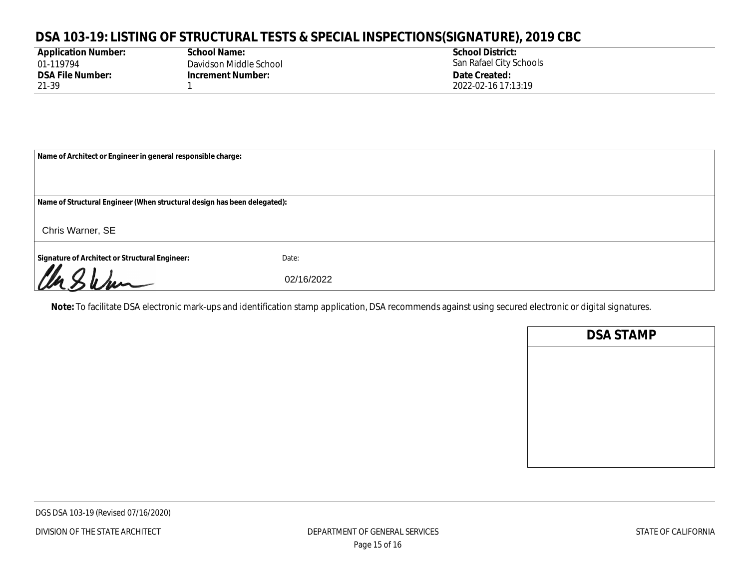# DSA 103-19: LISTING OF STRUCTURAL TESTS & SPECIAL INSPECTIONS(SIGNATURE), 2019 CBC

| **Application Number:** | **School Name:** | **School District:** |
|---|---|---|
| 01-119794 | Davidson Middle School | San Rafael City Schools |
| **DSA File Number:** | **Increment Number:** | **Date Created:** |
| 21-39 | 1 | 2022-02-16 17:13:19 |

**Name of Architect or Engineer in general responsible charge:**

**Name of Structural Engineer (When structural design has been delegated):**

Chris Warner, SE

**Signature of Architect or Structural Engineer:** [signature]

Date: 02/16/2022

**Note:** To facilitate DSA electronic mark-ups and identification stamp application, DSA recommends against using secured electronic or digital signatures.

| DSA STAMP |
|---|
| |

DGS DSA 103-19 (Revised 07/16/2020)

DIVISION OF THE STATE ARCHITECT — DEPARTMENT OF GENERAL SERVICES — STATE OF CALIFORNIA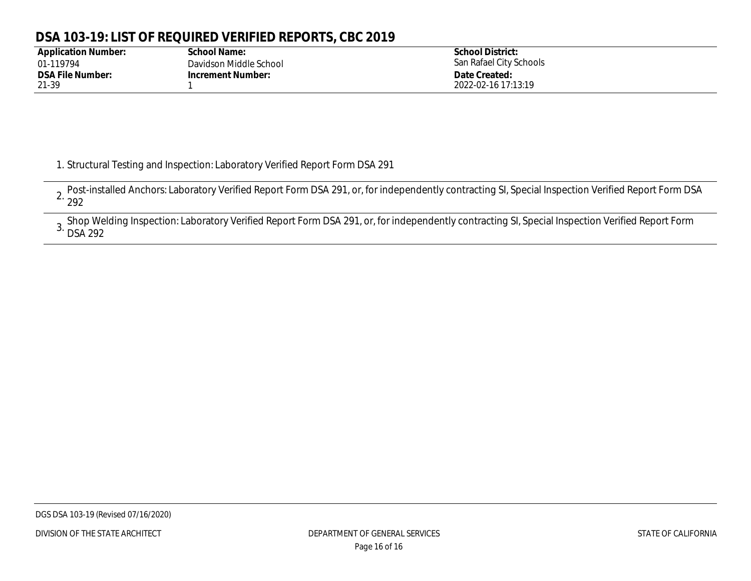# DSA 103-19: LIST OF REQUIRED VERIFIED REPORTS, CBC 2019

| Application Number: | School Name: | School District: |
|---|---|---|
| 01-119794 | Davidson Middle School | San Rafael City Schools |
| **DSA File Number:** | **Increment Number:** | **Date Created:** |
| 21-39 | 1 | 2022-02-16 17:13:19 |

1. Structural Testing and Inspection: Laboratory Verified Report Form DSA 291
2. Post-installed Anchors: Laboratory Verified Report Form DSA 291, or, for independently contracting SI, Special Inspection Verified Report Form DSA 292
3. Shop Welding Inspection: Laboratory Verified Report Form DSA 291, or, for independently contracting SI, Special Inspection Verified Report Form DSA 292

DGS DSA 103-19 (Revised 07/16/2020)

DIVISION OF THE STATE ARCHITECT | DEPARTMENT OF GENERAL SERVICES | STATE OF CALIFORNIA